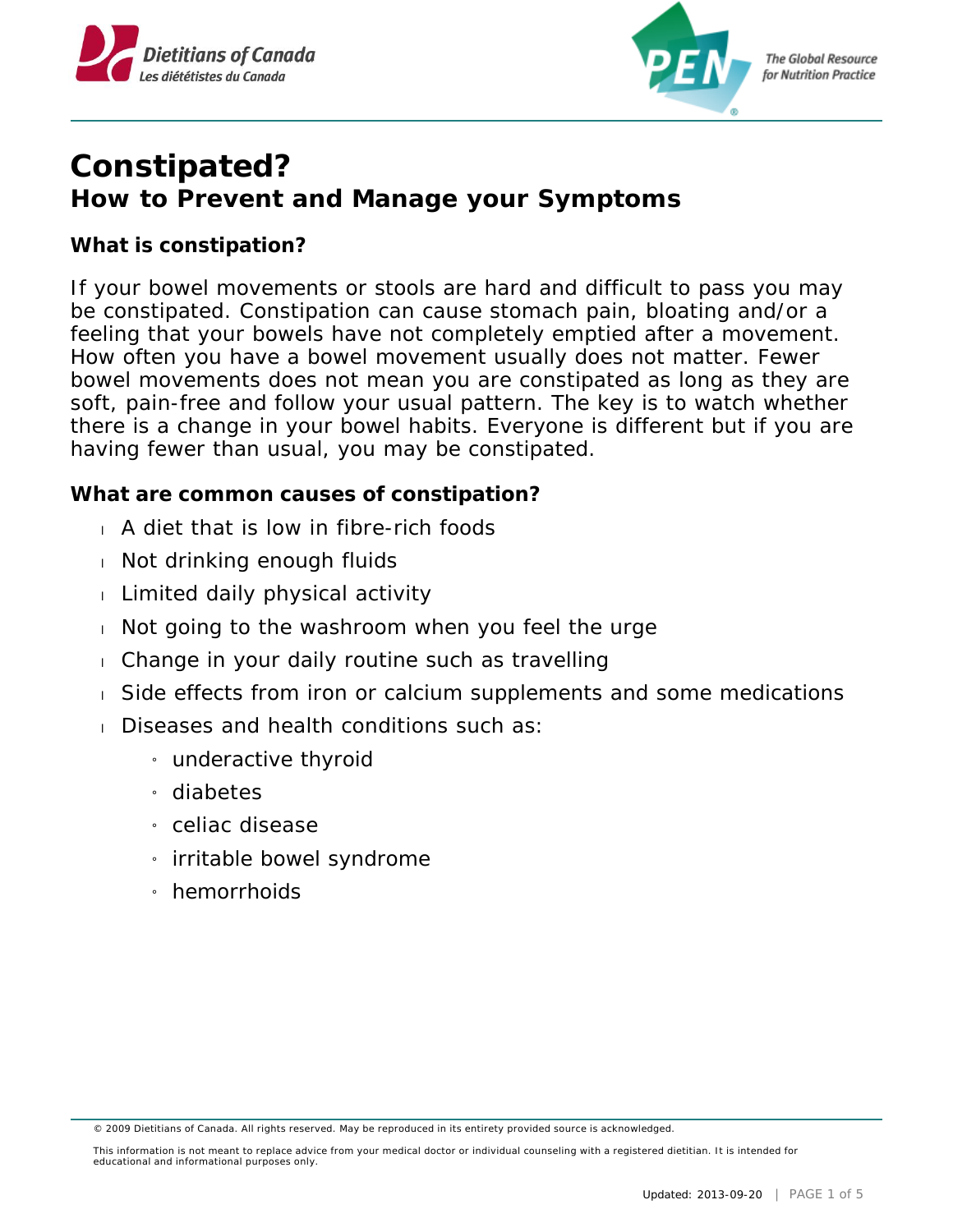# Constapated?

Wait—correct title below.

# Constipated?
## How to Prevent and Manage your Symptoms

### What is constipation?

If your bowel movements or stools are hard and difficult to pass you may be constipated. Constipation can cause stomach pain, bloating and/or a feeling that your bowels have not completely emptied after a movement. How often you have a bowel movement usually does not matter. Fewer bowel movements does not mean you are constipated as long as they are soft, pain-free and follow your usual pattern. The key is to watch whether there is a change in your bowel habits. Everyone is different but if you are having fewer than usual, you may be constipated.

### What are common causes of constipation?

- A diet that is low in fibre-rich foods
- Not drinking enough fluids
- Limited daily physical activity
- Not going to the washroom when you feel the urge
- Change in your daily routine such as travelling
- Side effects from iron or calcium supplements and some medications
- Diseases and health conditions such as:
  - underactive thyroid
  - diabetes
  - celiac disease
  - irritable bowel syndrome
  - hemorrhoids

© 2009 Dietitians of Canada. All rights reserved. May be reproduced in its entirety provided source is acknowledged.

This information is not meant to replace advice from your medical doctor or individual counseling with a registered dietitian. It is intended for educational and informational purposes only.

Updated: 2013-09-20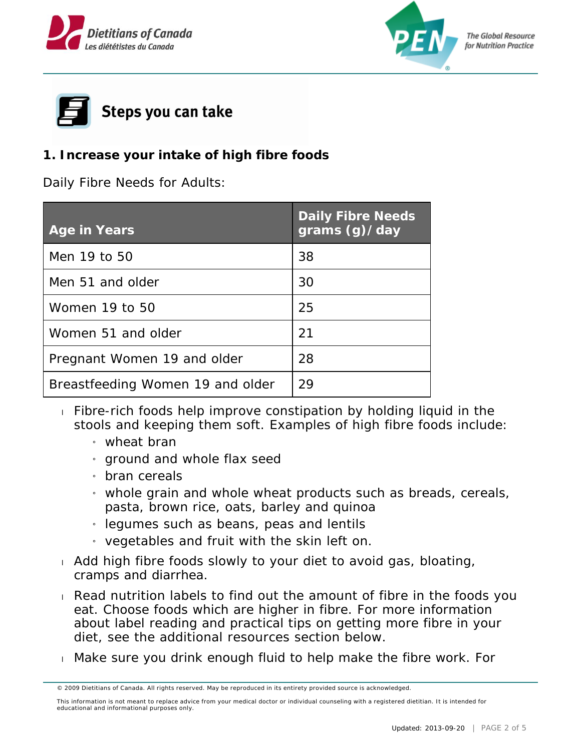## Steps you can take

### 1. Increase your intake of high fibre foods

Daily Fibre Needs for Adults:

| Age in Years | Daily Fibre Needs grams (g)/ day |
|---|---|
| Men 19 to 50 | 38 |
| Men 51 and older | 30 |
| Women 19 to 50 | 25 |
| Women 51 and older | 21 |
| Pregnant Women 19 and older | 28 |
| Breastfeeding Women 19 and older | 29 |

- Fibre-rich foods help improve constipation by holding liquid in the stools and keeping them soft. Examples of high fibre foods include:
  - wheat bran
  - ground and whole flax seed
  - bran cereals
  - whole grain and whole wheat products such as breads, cereals, pasta, brown rice, oats, barley and quinoa
  - legumes such as beans, peas and lentils
  - vegetables and fruit with the skin left on.
- Add high fibre foods slowly to your diet to avoid gas, bloating, cramps and diarrhea.
- Read nutrition labels to find out the amount of fibre in the foods you eat. Choose foods which are higher in fibre. For more information about label reading and practical tips on getting more fibre in your diet, see the additional resources section below.
- Make sure you drink enough fluid to help make the fibre work. For

© 2009 Dietitians of Canada. All rights reserved. May be reproduced in its entirety provided source is acknowledged.

This information is not meant to replace advice from your medical doctor or individual counseling with a registered dietitian. It is intended for educational and informational purposes only.

Updated: 2013-09-20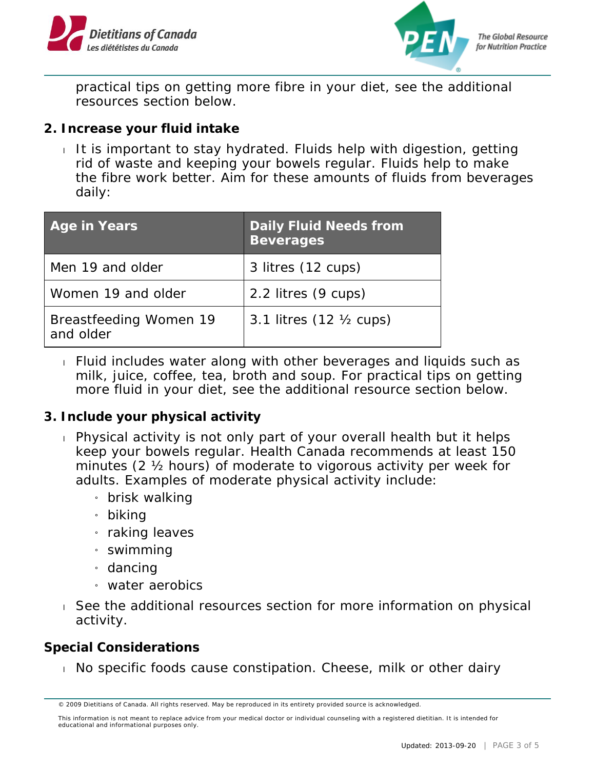practical tips on getting more fibre in your diet, see the additional resources section below.

### 2. Increase your fluid intake

- It is important to stay hydrated. Fluids help with digestion, getting rid of waste and keeping your bowels regular. Fluids help to make the fibre work better. Aim for these amounts of fluids from beverages daily:

| Age in Years | Daily Fluid Needs from Beverages |
|---|---|
| Men 19 and older | 3 litres (12 cups) |
| Women 19 and older | 2.2 litres (9 cups) |
| Breastfeeding Women 19 and older | 3.1 litres (12 ½ cups) |

- Fluid includes water along with other beverages and liquids such as milk, juice, coffee, tea, broth and soup. For practical tips on getting more fluid in your diet, see the additional resource section below.

### 3. Include your physical activity

- Physical activity is not only part of your overall health but it helps keep your bowels regular. Health Canada recommends at least 150 minutes (2 ½ hours) of moderate to vigorous activity per week for adults. Examples of moderate physical activity include:
  - brisk walking
  - biking
  - raking leaves
  - swimming
  - dancing
  - water aerobics
- See the additional resources section for more information on physical activity.

### Special Considerations

- No specific foods cause constipation. Cheese, milk or other dairy

© 2009 Dietitians of Canada. All rights reserved. May be reproduced in its entirety provided source is acknowledged.

This information is not meant to replace advice from your medical doctor or individual counseling with a registered dietitian. It is intended for educational and informational purposes only.

Updated: 2013-09-20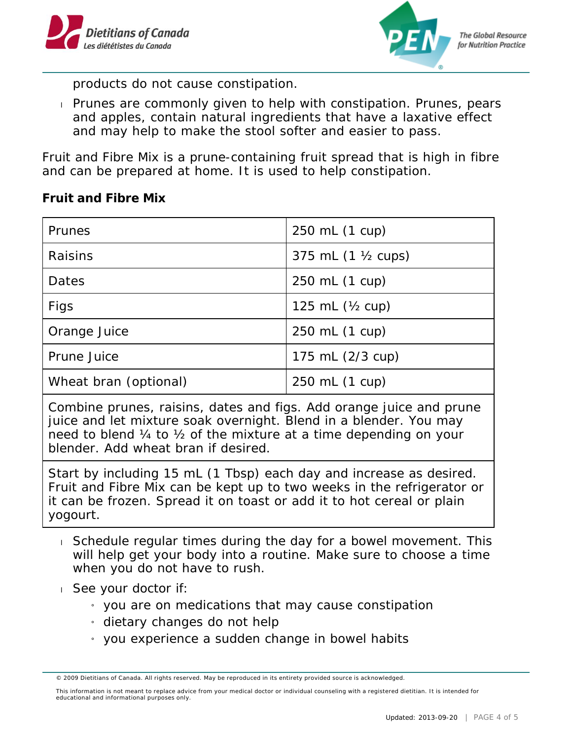products do not cause constipation.

- Prunes are commonly given to help with constipation. Prunes, pears and apples, contain natural ingredients that have a laxative effect and may help to make the stool softer and easier to pass.

Fruit and Fibre Mix is a prune-containing fruit spread that is high in fibre and can be prepared at home. It is used to help constipation.

**Fruit and Fibre Mix**

| Ingredient | Amount |
| --- | --- |
| Prunes | 250 mL (1 cup) |
| Raisins | 375 mL (1 ½ cups) |
| Dates | 250 mL (1 cup) |
| Figs | 125 mL (½ cup) |
| Orange Juice | 250 mL (1 cup) |
| Prune Juice | 175 mL (2/3 cup) |
| Wheat bran (optional) | 250 mL (1 cup) |

Combine prunes, raisins, dates and figs. Add orange juice and prune juice and let mixture soak overnight. Blend in a blender. You may need to blend ¼ to ½ of the mixture at a time depending on your blender. Add wheat bran if desired.

Start by including 15 mL (1 Tbsp) each day and increase as desired. Fruit and Fibre Mix can be kept up to two weeks in the refrigerator or it can be frozen. Spread it on toast or add it to hot cereal or plain yogourt.

- Schedule regular times during the day for a bowel movement. This will help get your body into a routine. Make sure to choose a time when you do not have to rush.
- See your doctor if:
  - you are on medications that may cause constipation
  - dietary changes do not help
  - you experience a sudden change in bowel habits

© 2009 Dietitians of Canada. All rights reserved. May be reproduced in its entirety provided source is acknowledged.

This information is not meant to replace advice from your medical doctor or individual counseling with a registered dietitian. It is intended for educational and informational purposes only.

Updated: 2013-09-20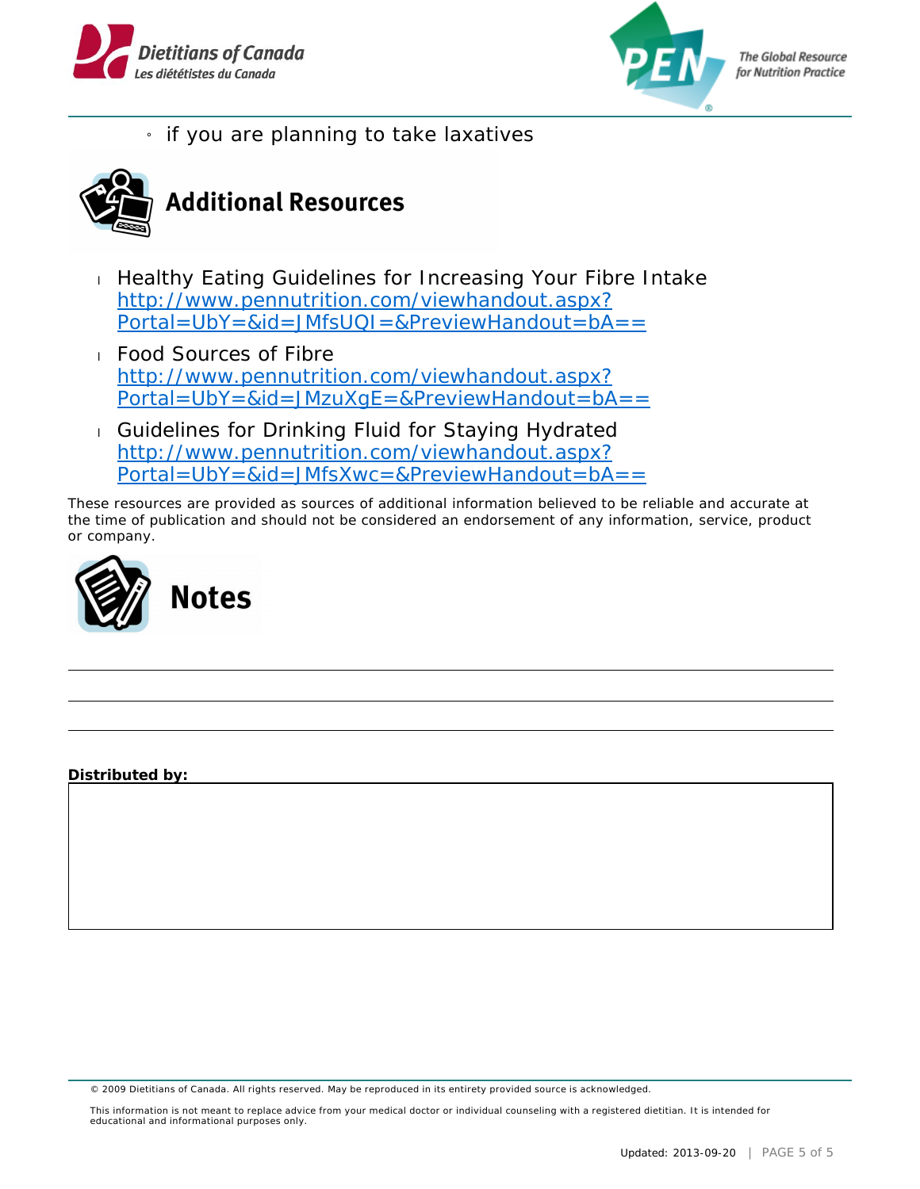- if you are planning to take laxatives

## Additional Resources

- Healthy Eating Guidelines for Increasing Your Fibre Intake
  http://www.pennutrition.com/viewhandout.aspx?Portal=UbY=&id=JMfsUQI=&PreviewHandout=bA==
- Food Sources of Fibre
  http://www.pennutrition.com/viewhandout.aspx?Portal=UbY=&id=JMzuXgE=&PreviewHandout=bA==
- Guidelines for Drinking Fluid for Staying Hydrated
  http://www.pennutrition.com/viewhandout.aspx?Portal=UbY=&id=JMfsXwc=&PreviewHandout=bA==

These resources are provided as sources of additional information believed to be reliable and accurate at the time of publication and should not be considered an endorsement of any information, service, product or company.

## Notes

**Distributed by:**

© 2009 Dietitians of Canada. All rights reserved. May be reproduced in its entirety provided source is acknowledged.

This information is not meant to replace advice from your medical doctor or individual counseling with a registered dietitian. It is intended for educational and informational purposes only.

Updated: 2013-09-20